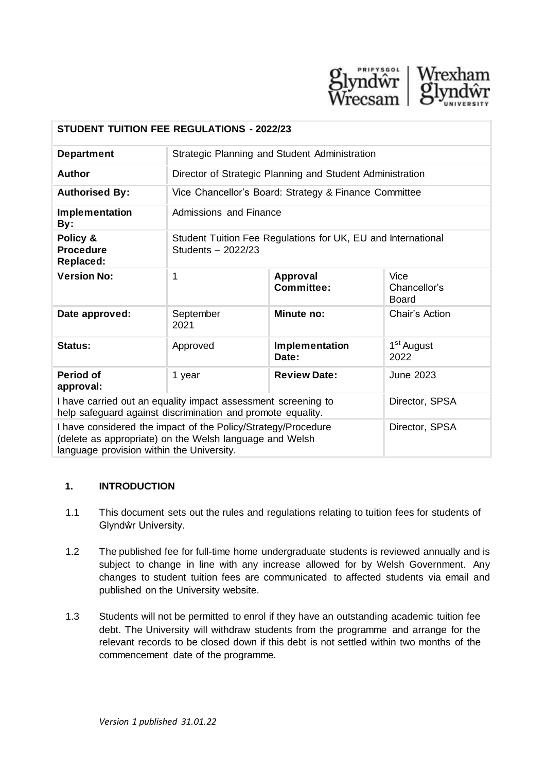| STUDENT TUITION FEE REGULATIONS - 2022/23 | | | |
|---|---|---|---|
| **Department** | Strategic Planning and Student Administration | | |
| **Author** | Director of Strategic Planning and Student Administration | | |
| **Authorised By:** | Vice Chancellor's Board: Strategy & Finance Committee | | |
| **Implementation By:** | Admissions and Finance | | |
| **Policy & Procedure Replaced:** | Student Tuition Fee Regulations for UK, EU and International Students – 2022/23 | | |
| **Version No:** | 1 | **Approval Committee:** | Vice Chancellor's Board |
| **Date approved:** | September 2021 | **Minute no:** | Chair's Action |
| **Status:** | Approved | **Implementation Date:** | 1st August 2022 |
| **Period of approval:** | 1 year | **Review Date:** | June 2023 |
| I have carried out an equality impact assessment screening to help safeguard against discrimination and promote equality. | | | Director, SPSA |
| I have considered the impact of the Policy/Strategy/Procedure (delete as appropriate) on the Welsh language and Welsh language provision within the University. | | | Director, SPSA |

## 1. INTRODUCTION

1.1 This document sets out the rules and regulations relating to tuition fees for students of Glyndŵr University.

1.2 The published fee for full-time home undergraduate students is reviewed annually and is subject to change in line with any increase allowed for by Welsh Government. Any changes to student tuition fees are communicated to affected students via email and published on the University website.

1.3 Students will not be permitted to enrol if they have an outstanding academic tuition fee debt. The University will withdraw students from the programme and arrange for the relevant records to be closed down if this debt is not settled within two months of the commencement date of the programme.

*Version 1 published 31.01.22*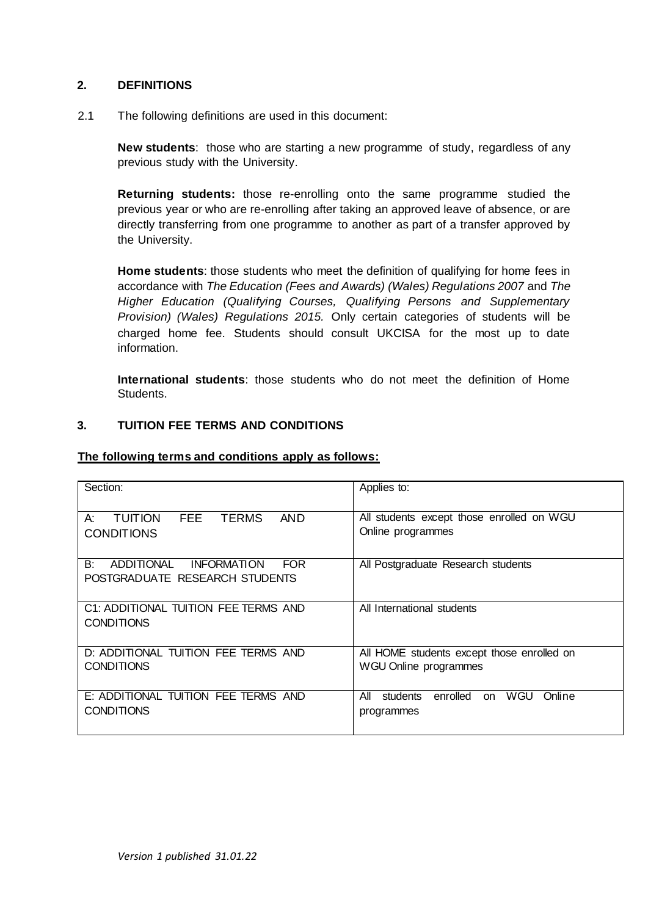## 2. DEFINITIONS

2.1 The following definitions are used in this document:

**New students**: those who are starting a new programme of study, regardless of any previous study with the University.

**Returning students:** those re-enrolling onto the same programme studied the previous year or who are re-enrolling after taking an approved leave of absence, or are directly transferring from one programme to another as part of a transfer approved by the University.

**Home students**: those students who meet the definition of qualifying for home fees in accordance with *The Education (Fees and Awards) (Wales) Regulations 2007* and *The Higher Education (Qualifying Courses, Qualifying Persons and Supplementary Provision) (Wales) Regulations 2015.* Only certain categories of students will be charged home fee. Students should consult UKCISA for the most up to date information.

**International students**: those students who do not meet the definition of Home Students.

## 3. TUITION FEE TERMS AND CONDITIONS

**The following terms and conditions apply as follows:**

| Section: | Applies to: |
|---|---|
| A: TUITION FEE TERMS AND CONDITIONS | All students except those enrolled on WGU Online programmes |
| B: ADDITIONAL INFORMATION FOR POSTGRADUATE RESEARCH STUDENTS | All Postgraduate Research students |
| C1: ADDITIONAL TUITION FEE TERMS AND CONDITIONS | All International students |
| D: ADDITIONAL TUITION FEE TERMS AND CONDITIONS | All HOME students except those enrolled on WGU Online programmes |
| E: ADDITIONAL TUITION FEE TERMS AND CONDITIONS | All students enrolled on WGU Online programmes |

*Version 1 published 31.01.22*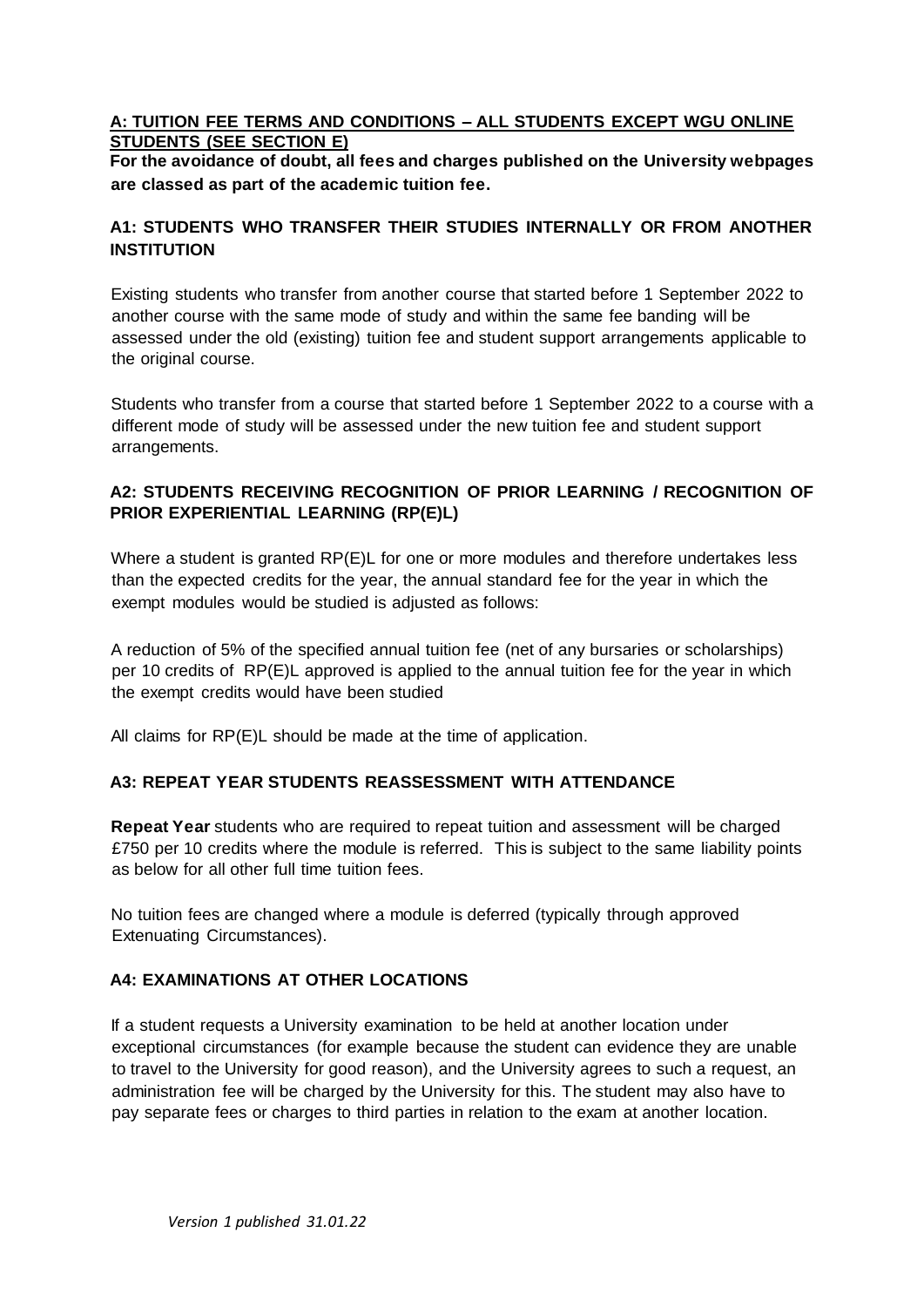## A: TUITION FEE TERMS AND CONDITIONS – ALL STUDENTS EXCEPT WGU ONLINE STUDENTS (SEE SECTION E)

**For the avoidance of doubt, all fees and charges published on the University webpages are classed as part of the academic tuition fee.**

### A1: STUDENTS WHO TRANSFER THEIR STUDIES INTERNALLY OR FROM ANOTHER INSTITUTION

Existing students who transfer from another course that started before 1 September 2022 to another course with the same mode of study and within the same fee banding will be assessed under the old (existing) tuition fee and student support arrangements applicable to the original course.

Students who transfer from a course that started before 1 September 2022 to a course with a different mode of study will be assessed under the new tuition fee and student support arrangements.

### A2: STUDENTS RECEIVING RECOGNITION OF PRIOR LEARNING / RECOGNITION OF PRIOR EXPERIENTIAL LEARNING (RP(E)L)

Where a student is granted RP(E)L for one or more modules and therefore undertakes less than the expected credits for the year, the annual standard fee for the year in which the exempt modules would be studied is adjusted as follows:

A reduction of 5% of the specified annual tuition fee (net of any bursaries or scholarships) per 10 credits of RP(E)L approved is applied to the annual tuition fee for the year in which the exempt credits would have been studied

All claims for RP(E)L should be made at the time of application.

### A3: REPEAT YEAR STUDENTS REASSESSMENT WITH ATTENDANCE

**Repeat Year** students who are required to repeat tuition and assessment will be charged £750 per 10 credits where the module is referred. This is subject to the same liability points as below for all other full time tuition fees.

No tuition fees are changed where a module is deferred (typically through approved Extenuating Circumstances).

### A4: EXAMINATIONS AT OTHER LOCATIONS

If a student requests a University examination to be held at another location under exceptional circumstances (for example because the student can evidence they are unable to travel to the University for good reason), and the University agrees to such a request, an administration fee will be charged by the University for this. The student may also have to pay separate fees or charges to third parties in relation to the exam at another location.

*Version 1 published 31.01.22*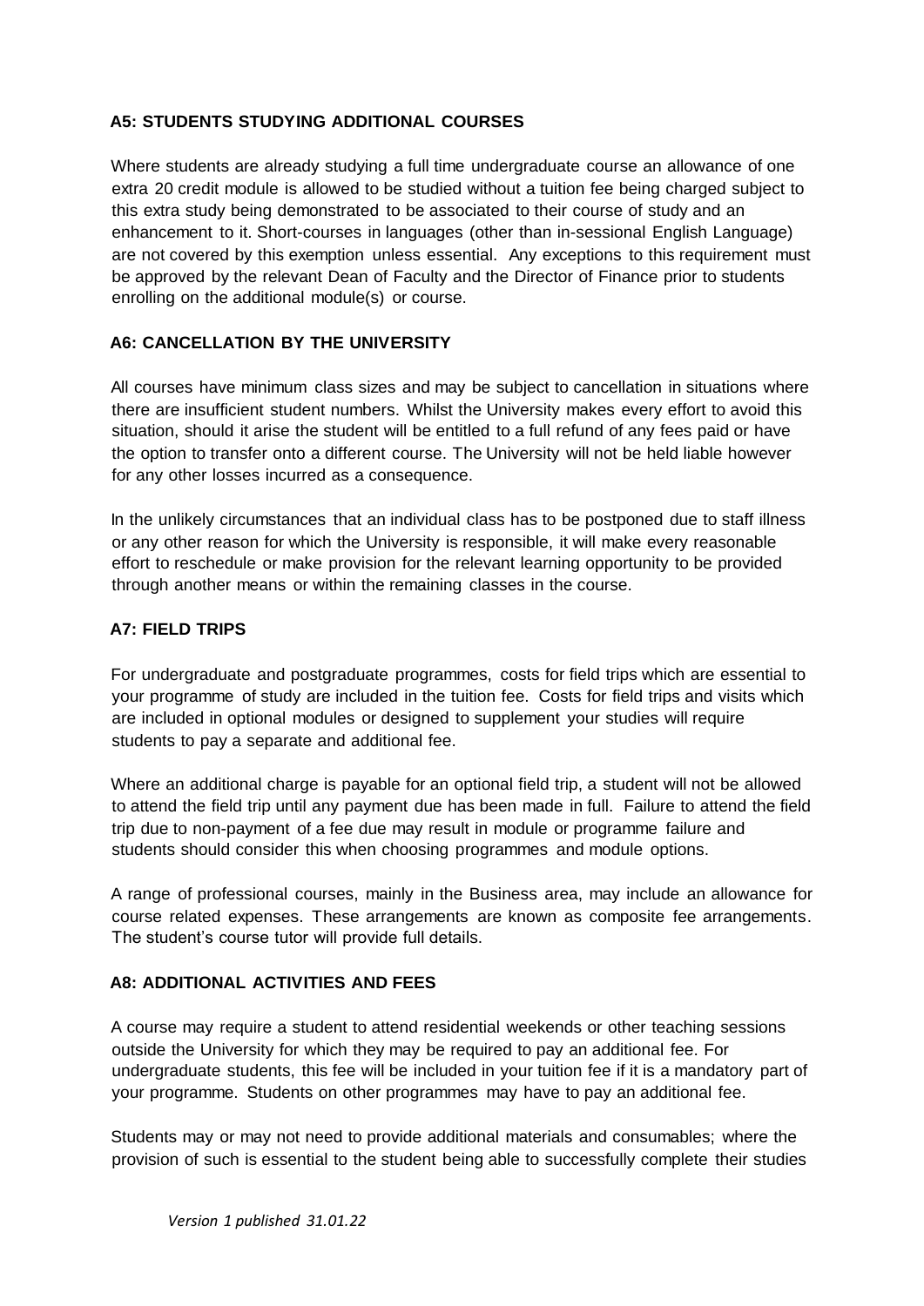### A5: STUDENTS STUDYING ADDITIONAL COURSES

Where students are already studying a full time undergraduate course an allowance of one extra 20 credit module is allowed to be studied without a tuition fee being charged subject to this extra study being demonstrated to be associated to their course of study and an enhancement to it. Short-courses in languages (other than in-sessional English Language) are not covered by this exemption unless essential. Any exceptions to this requirement must be approved by the relevant Dean of Faculty and the Director of Finance prior to students enrolling on the additional module(s) or course.

### A6: CANCELLATION BY THE UNIVERSITY

All courses have minimum class sizes and may be subject to cancellation in situations where there are insufficient student numbers. Whilst the University makes every effort to avoid this situation, should it arise the student will be entitled to a full refund of any fees paid or have the option to transfer onto a different course. The University will not be held liable however for any other losses incurred as a consequence.

In the unlikely circumstances that an individual class has to be postponed due to staff illness or any other reason for which the University is responsible, it will make every reasonable effort to reschedule or make provision for the relevant learning opportunity to be provided through another means or within the remaining classes in the course.

### A7: FIELD TRIPS

For undergraduate and postgraduate programmes, costs for field trips which are essential to your programme of study are included in the tuition fee. Costs for field trips and visits which are included in optional modules or designed to supplement your studies will require students to pay a separate and additional fee.

Where an additional charge is payable for an optional field trip, a student will not be allowed to attend the field trip until any payment due has been made in full. Failure to attend the field trip due to non-payment of a fee due may result in module or programme failure and students should consider this when choosing programmes and module options.

A range of professional courses, mainly in the Business area, may include an allowance for course related expenses. These arrangements are known as composite fee arrangements. The student's course tutor will provide full details.

### A8: ADDITIONAL ACTIVITIES AND FEES

A course may require a student to attend residential weekends or other teaching sessions outside the University for which they may be required to pay an additional fee. For undergraduate students, this fee will be included in your tuition fee if it is a mandatory part of your programme. Students on other programmes may have to pay an additional fee.

Students may or may not need to provide additional materials and consumables; where the provision of such is essential to the student being able to successfully complete their studies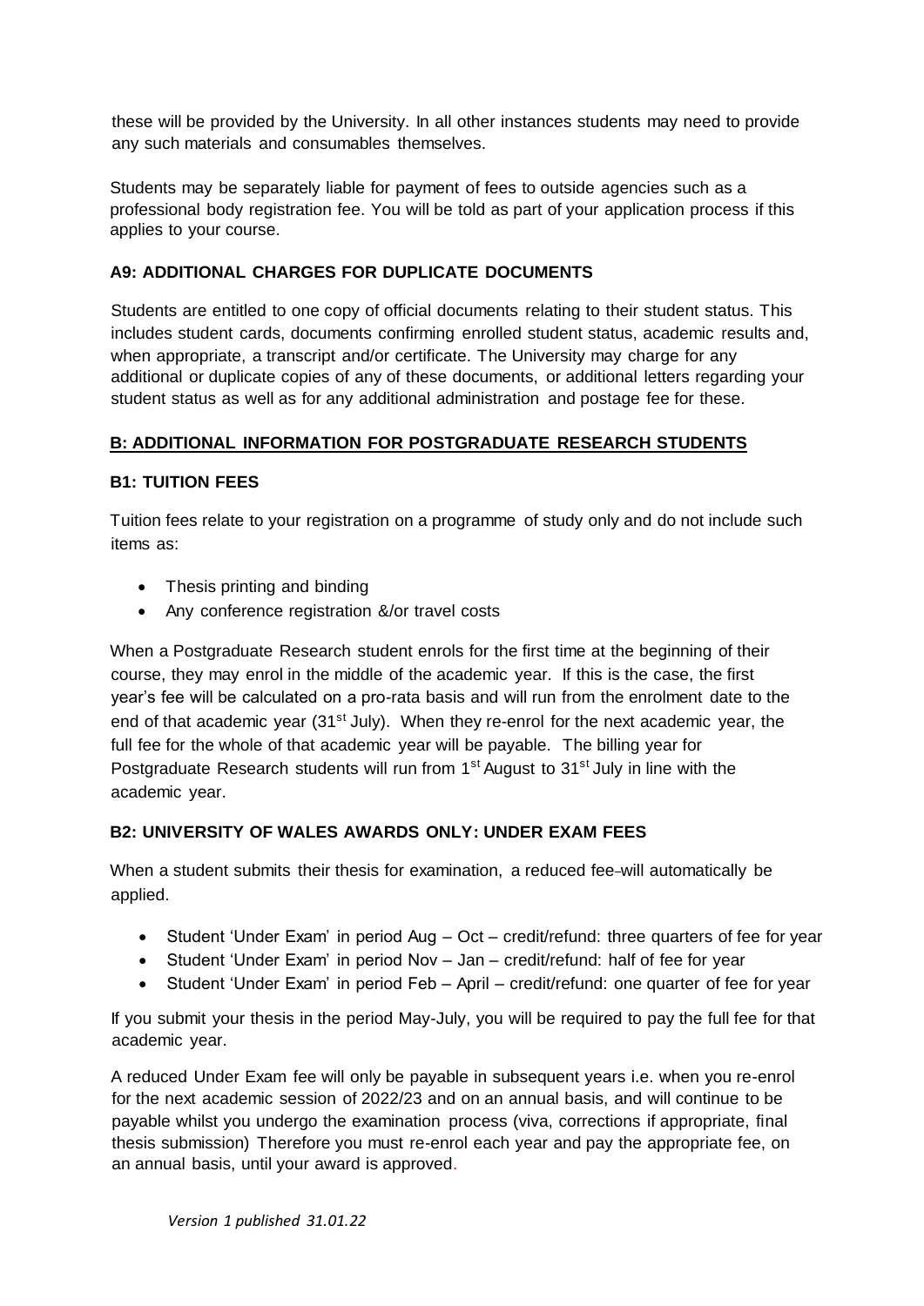these will be provided by the University. In all other instances students may need to provide any such materials and consumables themselves.

Students may be separately liable for payment of fees to outside agencies such as a professional body registration fee. You will be told as part of your application process if this applies to your course.

### A9: ADDITIONAL CHARGES FOR DUPLICATE DOCUMENTS

Students are entitled to one copy of official documents relating to their student status. This includes student cards, documents confirming enrolled student status, academic results and, when appropriate, a transcript and/or certificate. The University may charge for any additional or duplicate copies of any of these documents, or additional letters regarding your student status as well as for any additional administration and postage fee for these.

## B: ADDITIONAL INFORMATION FOR POSTGRADUATE RESEARCH STUDENTS

### B1: TUITION FEES

Tuition fees relate to your registration on a programme of study only and do not include such items as:

- Thesis printing and binding
- Any conference registration &/or travel costs

When a Postgraduate Research student enrols for the first time at the beginning of their course, they may enrol in the middle of the academic year. If this is the case, the first year's fee will be calculated on a pro-rata basis and will run from the enrolment date to the end of that academic year (31st July). When they re-enrol for the next academic year, the full fee for the whole of that academic year will be payable. The billing year for Postgraduate Research students will run from 1st August to 31st July in line with the academic year.

### B2: UNIVERSITY OF WALES AWARDS ONLY: UNDER EXAM FEES

When a student submits their thesis for examination, a reduced fee will automatically be applied.

- Student 'Under Exam' in period Aug – Oct – credit/refund: three quarters of fee for year
- Student 'Under Exam' in period Nov – Jan – credit/refund: half of fee for year
- Student 'Under Exam' in period Feb – April – credit/refund: one quarter of fee for year

If you submit your thesis in the period May-July, you will be required to pay the full fee for that academic year.

A reduced Under Exam fee will only be payable in subsequent years i.e. when you re-enrol for the next academic session of 2022/23 and on an annual basis, and will continue to be payable whilst you undergo the examination process (viva, corrections if appropriate, final thesis submission) Therefore you must re-enrol each year and pay the appropriate fee, on an annual basis, until your award is approved.

*Version 1 published 31.01.22*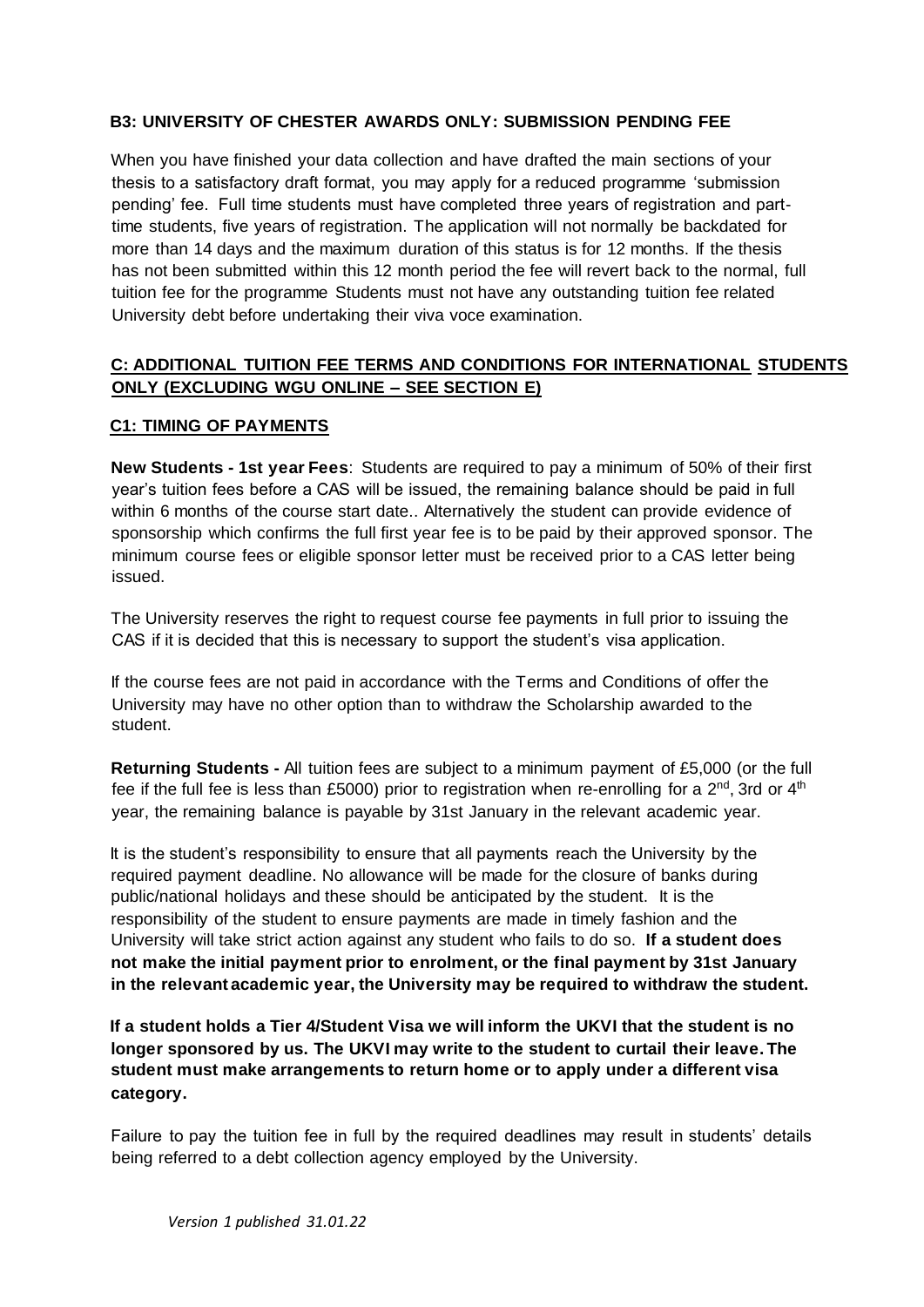### B3: UNIVERSITY OF CHESTER AWARDS ONLY: SUBMISSION PENDING FEE

When you have finished your data collection and have drafted the main sections of your thesis to a satisfactory draft format, you may apply for a reduced programme 'submission pending' fee. Full time students must have completed three years of registration and part-time students, five years of registration. The application will not normally be backdated for more than 14 days and the maximum duration of this status is for 12 months. If the thesis has not been submitted within this 12 month period the fee will revert back to the normal, full tuition fee for the programme Students must not have any outstanding tuition fee related University debt before undertaking their viva voce examination.

## C: ADDITIONAL TUITION FEE TERMS AND CONDITIONS FOR INTERNATIONAL STUDENTS ONLY (EXCLUDING WGU ONLINE – SEE SECTION E)

### C1: TIMING OF PAYMENTS

**New Students - 1st year Fees**: Students are required to pay a minimum of 50% of their first year's tuition fees before a CAS will be issued, the remaining balance should be paid in full within 6 months of the course start date.. Alternatively the student can provide evidence of sponsorship which confirms the full first year fee is to be paid by their approved sponsor. The minimum course fees or eligible sponsor letter must be received prior to a CAS letter being issued.

The University reserves the right to request course fee payments in full prior to issuing the CAS if it is decided that this is necessary to support the student's visa application.

If the course fees are not paid in accordance with the Terms and Conditions of offer the University may have no other option than to withdraw the Scholarship awarded to the student.

**Returning Students -** All tuition fees are subject to a minimum payment of £5,000 (or the full fee if the full fee is less than £5000) prior to registration when re-enrolling for a 2nd, 3rd or 4th year, the remaining balance is payable by 31st January in the relevant academic year.

It is the student's responsibility to ensure that all payments reach the University by the required payment deadline. No allowance will be made for the closure of banks during public/national holidays and these should be anticipated by the student. It is the responsibility of the student to ensure payments are made in timely fashion and the University will take strict action against any student who fails to do so. **If a student does not make the initial payment prior to enrolment, or the final payment by 31st January in the relevant academic year, the University may be required to withdraw the student.**

**If a student holds a Tier 4/Student Visa we will inform the UKVI that the student is no longer sponsored by us. The UKVI may write to the student to curtail their leave. The student must make arrangements to return home or to apply under a different visa category.**

Failure to pay the tuition fee in full by the required deadlines may result in students' details being referred to a debt collection agency employed by the University.

*Version 1 published 31.01.22*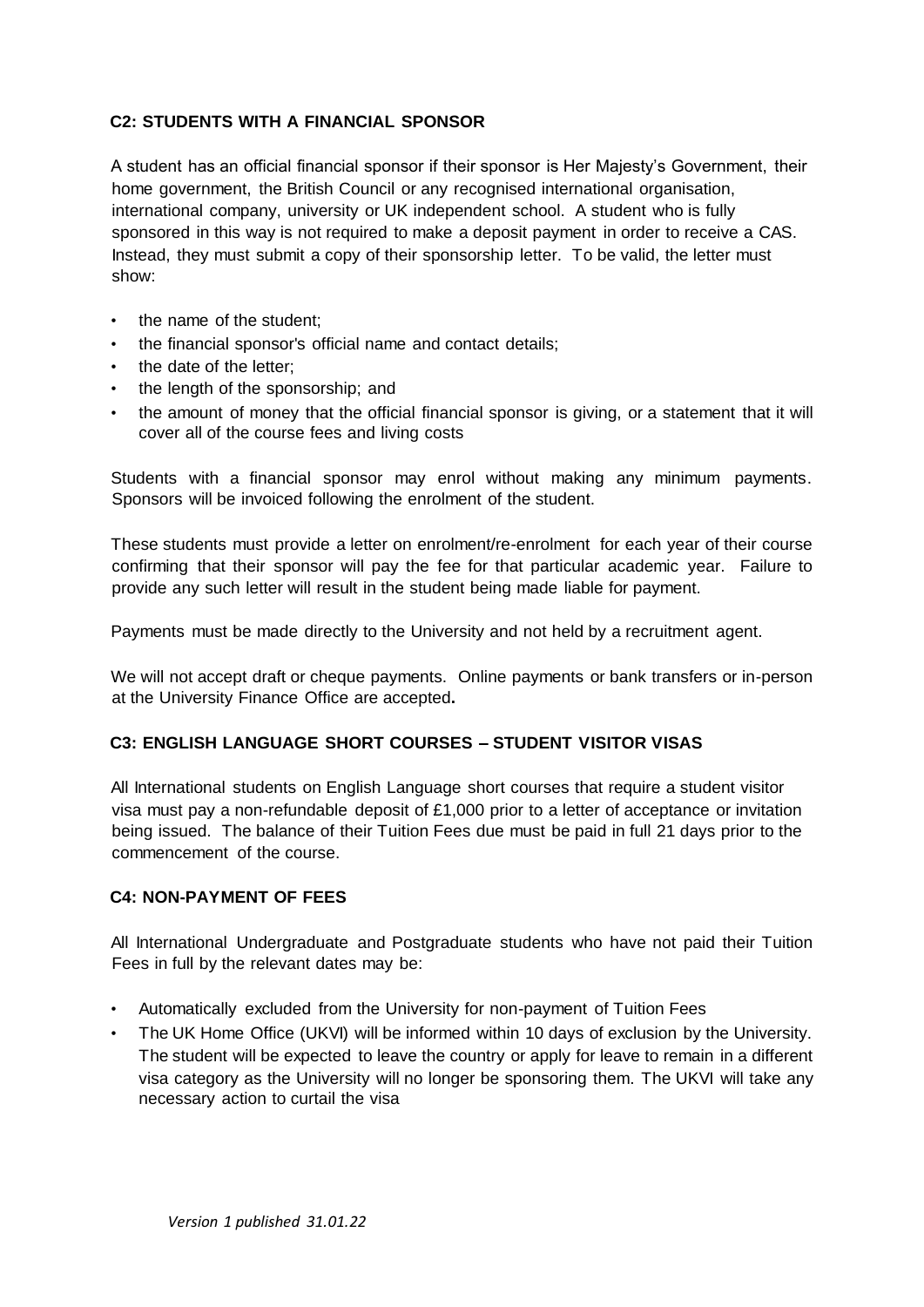## C2: STUDENTS WITH A FINANCIAL SPONSOR

A student has an official financial sponsor if their sponsor is Her Majesty's Government, their home government, the British Council or any recognised international organisation, international company, university or UK independent school. A student who is fully sponsored in this way is not required to make a deposit payment in order to receive a CAS. Instead, they must submit a copy of their sponsorship letter. To be valid, the letter must show:

- the name of the student;
- the financial sponsor's official name and contact details;
- the date of the letter;
- the length of the sponsorship; and
- the amount of money that the official financial sponsor is giving, or a statement that it will cover all of the course fees and living costs

Students with a financial sponsor may enrol without making any minimum payments. Sponsors will be invoiced following the enrolment of the student.

These students must provide a letter on enrolment/re-enrolment for each year of their course confirming that their sponsor will pay the fee for that particular academic year. Failure to provide any such letter will result in the student being made liable for payment.

Payments must be made directly to the University and not held by a recruitment agent.

We will not accept draft or cheque payments. Online payments or bank transfers or in-person at the University Finance Office are accepted**.**

## C3: ENGLISH LANGUAGE SHORT COURSES – STUDENT VISITOR VISAS

All International students on English Language short courses that require a student visitor visa must pay a non-refundable deposit of £1,000 prior to a letter of acceptance or invitation being issued. The balance of their Tuition Fees due must be paid in full 21 days prior to the commencement of the course.

## C4: NON-PAYMENT OF FEES

All International Undergraduate and Postgraduate students who have not paid their Tuition Fees in full by the relevant dates may be:

- Automatically excluded from the University for non-payment of Tuition Fees
- The UK Home Office (UKVI) will be informed within 10 days of exclusion by the University. The student will be expected to leave the country or apply for leave to remain in a different visa category as the University will no longer be sponsoring them. The UKVI will take any necessary action to curtail the visa

*Version 1 published 31.01.22*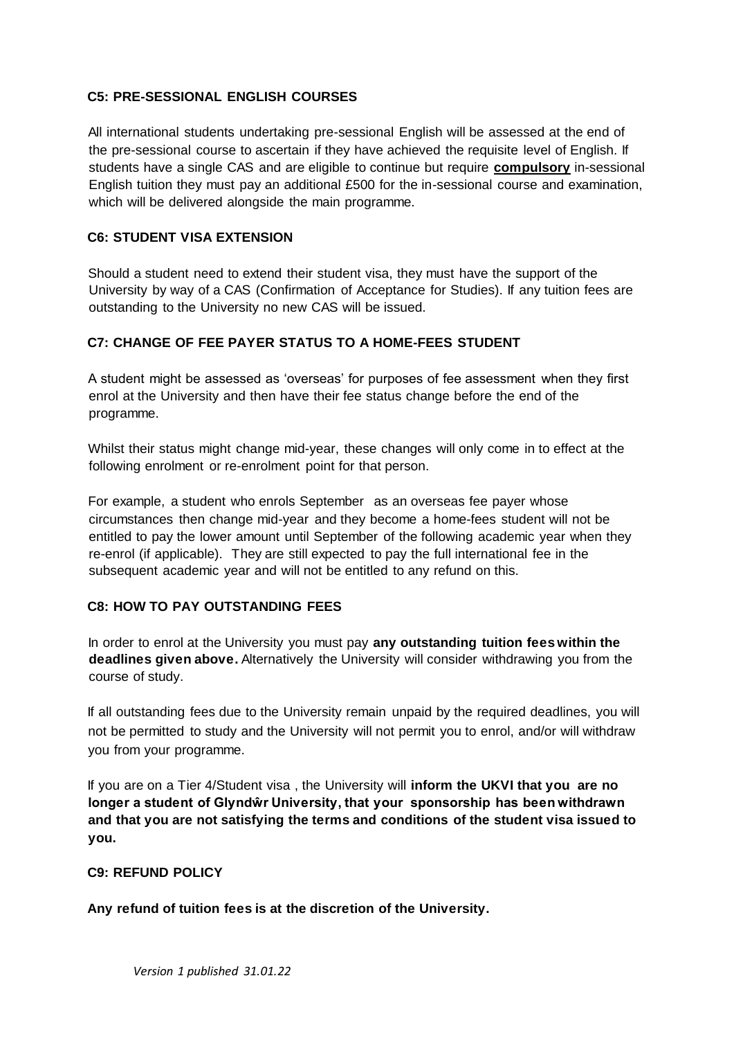### C5: PRE-SESSIONAL ENGLISH COURSES

All international students undertaking pre-sessional English will be assessed at the end of the pre-sessional course to ascertain if they have achieved the requisite level of English. If students have a single CAS and are eligible to continue but require **compulsory** in-sessional English tuition they must pay an additional £500 for the in-sessional course and examination, which will be delivered alongside the main programme.

### C6: STUDENT VISA EXTENSION

Should a student need to extend their student visa, they must have the support of the University by way of a CAS (Confirmation of Acceptance for Studies). If any tuition fees are outstanding to the University no new CAS will be issued.

### C7: CHANGE OF FEE PAYER STATUS TO A HOME-FEES STUDENT

A student might be assessed as 'overseas' for purposes of fee assessment when they first enrol at the University and then have their fee status change before the end of the programme.

Whilst their status might change mid-year, these changes will only come in to effect at the following enrolment or re-enrolment point for that person.

For example, a student who enrols September as an overseas fee payer whose circumstances then change mid-year and they become a home-fees student will not be entitled to pay the lower amount until September of the following academic year when they re-enrol (if applicable). They are still expected to pay the full international fee in the subsequent academic year and will not be entitled to any refund on this.

### C8: HOW TO PAY OUTSTANDING FEES

In order to enrol at the University you must pay **any outstanding tuition fees within the deadlines given above.** Alternatively the University will consider withdrawing you from the course of study.

If all outstanding fees due to the University remain unpaid by the required deadlines, you will not be permitted to study and the University will not permit you to enrol, and/or will withdraw you from your programme.

If you are on a Tier 4/Student visa , the University will **inform the UKVI that you are no longer a student of Glyndŵr University, that your sponsorship has been withdrawn and that you are not satisfying the terms and conditions of the student visa issued to you.**

### C9: REFUND POLICY

**Any refund of tuition fees is at the discretion of the University.**

*Version 1 published 31.01.22*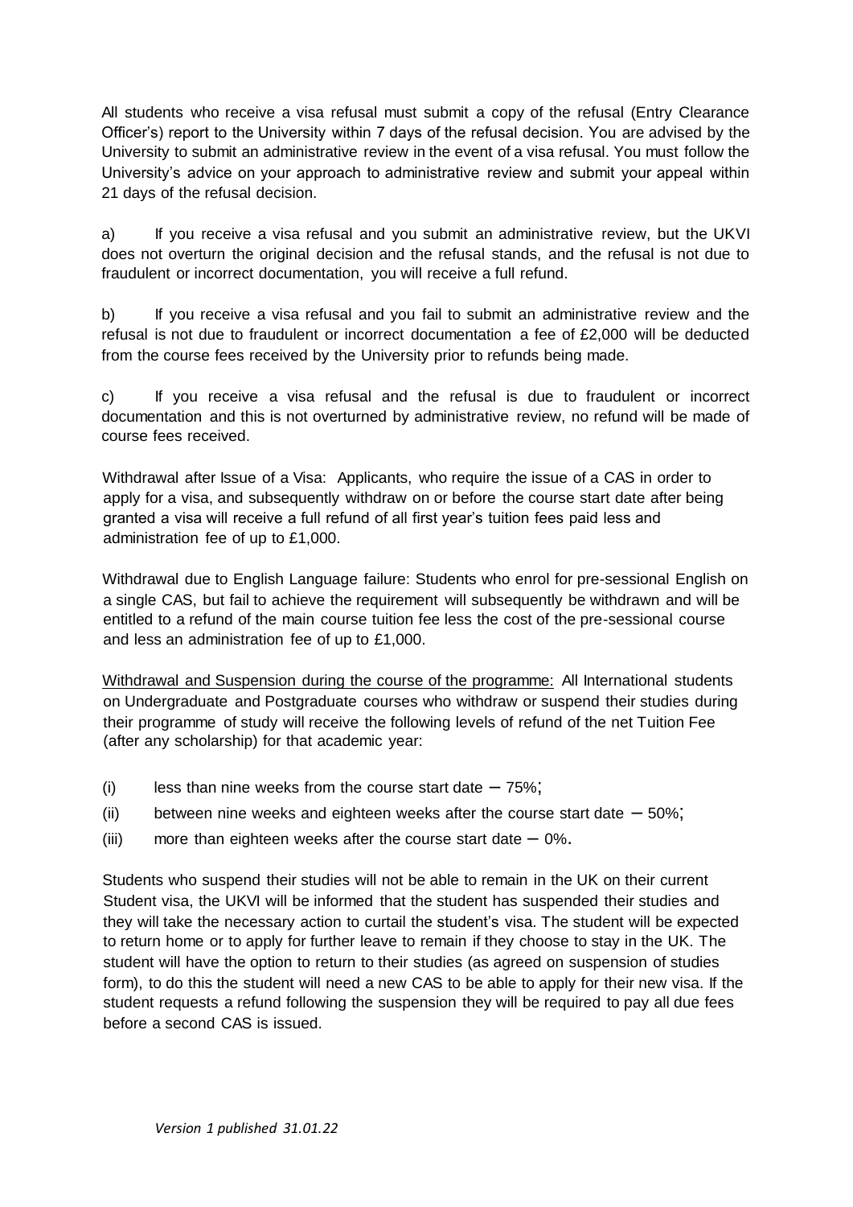All students who receive a visa refusal must submit a copy of the refusal (Entry Clearance Officer's) report to the University within 7 days of the refusal decision. You are advised by the University to submit an administrative review in the event of a visa refusal. You must follow the University's advice on your approach to administrative review and submit your appeal within 21 days of the refusal decision.

a) If you receive a visa refusal and you submit an administrative review, but the UKVI does not overturn the original decision and the refusal stands, and the refusal is not due to fraudulent or incorrect documentation, you will receive a full refund.

b) If you receive a visa refusal and you fail to submit an administrative review and the refusal is not due to fraudulent or incorrect documentation a fee of £2,000 will be deducted from the course fees received by the University prior to refunds being made.

c) If you receive a visa refusal and the refusal is due to fraudulent or incorrect documentation and this is not overturned by administrative review, no refund will be made of course fees received.

Withdrawal after Issue of a Visa: Applicants, who require the issue of a CAS in order to apply for a visa, and subsequently withdraw on or before the course start date after being granted a visa will receive a full refund of all first year's tuition fees paid less and administration fee of up to £1,000.

Withdrawal due to English Language failure: Students who enrol for pre-sessional English on a single CAS, but fail to achieve the requirement will subsequently be withdrawn and will be entitled to a refund of the main course tuition fee less the cost of the pre-sessional course and less an administration fee of up to £1,000.

<u>Withdrawal and Suspension during the course of the programme:</u> All International students on Undergraduate and Postgraduate courses who withdraw or suspend their studies during their programme of study will receive the following levels of refund of the net Tuition Fee (after any scholarship) for that academic year:

(i) less than nine weeks from the course start date – 75%;

(ii) between nine weeks and eighteen weeks after the course start date – 50%;

(iii) more than eighteen weeks after the course start date – 0%.

Students who suspend their studies will not be able to remain in the UK on their current Student visa, the UKVI will be informed that the student has suspended their studies and they will take the necessary action to curtail the student's visa. The student will be expected to return home or to apply for further leave to remain if they choose to stay in the UK. The student will have the option to return to their studies (as agreed on suspension of studies form), to do this the student will need a new CAS to be able to apply for their new visa. If the student requests a refund following the suspension they will be required to pay all due fees before a second CAS is issued.

*Version 1 published 31.01.22*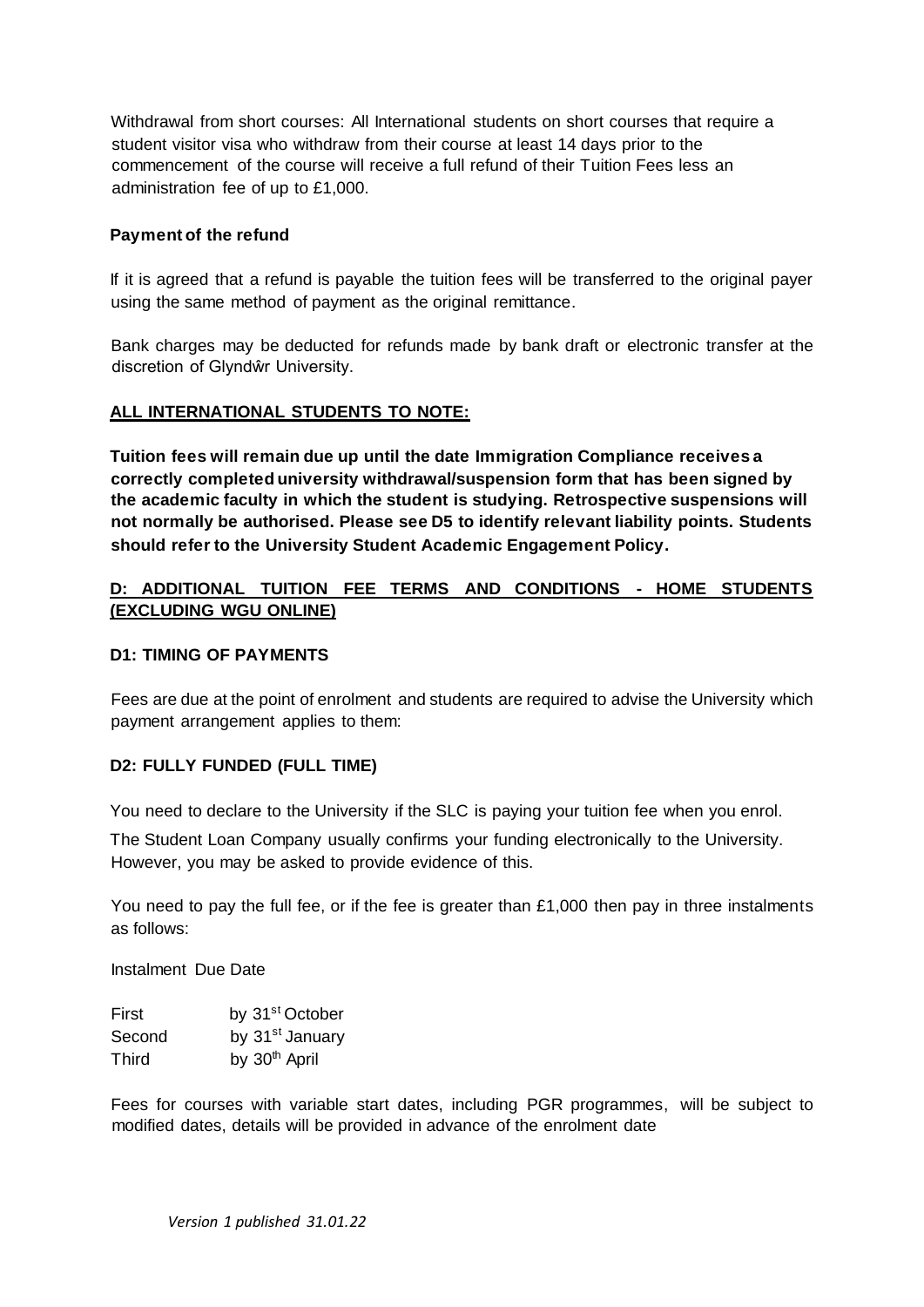Withdrawal from short courses: All International students on short courses that require a student visitor visa who withdraw from their course at least 14 days prior to the commencement of the course will receive a full refund of their Tuition Fees less an administration fee of up to £1,000.

**Payment of the refund**

If it is agreed that a refund is payable the tuition fees will be transferred to the original payer using the same method of payment as the original remittance.

Bank charges may be deducted for refunds made by bank draft or electronic transfer at the discretion of Glyndŵr University.

**ALL INTERNATIONAL STUDENTS TO NOTE:**

**Tuition fees will remain due up until the date Immigration Compliance receives a correctly completed university withdrawal/suspension form that has been signed by the academic faculty in which the student is studying. Retrospective suspensions will not normally be authorised. Please see D5 to identify relevant liability points. Students should refer to the University Student Academic Engagement Policy.**

## D: ADDITIONAL TUITION FEE TERMS AND CONDITIONS - HOME STUDENTS (EXCLUDING WGU ONLINE)

### D1: TIMING OF PAYMENTS

Fees are due at the point of enrolment and students are required to advise the University which payment arrangement applies to them:

### D2: FULLY FUNDED (FULL TIME)

You need to declare to the University if the SLC is paying your tuition fee when you enrol.

The Student Loan Company usually confirms your funding electronically to the University. However, you may be asked to provide evidence of this.

You need to pay the full fee, or if the fee is greater than £1,000 then pay in three instalments as follows:

| Instalment | Due Date |
| --- | --- |
| First | by 31st October |
| Second | by 31st January |
| Third | by 30th April |

Fees for courses with variable start dates, including PGR programmes, will be subject to modified dates, details will be provided in advance of the enrolment date

*Version 1 published 31.01.22*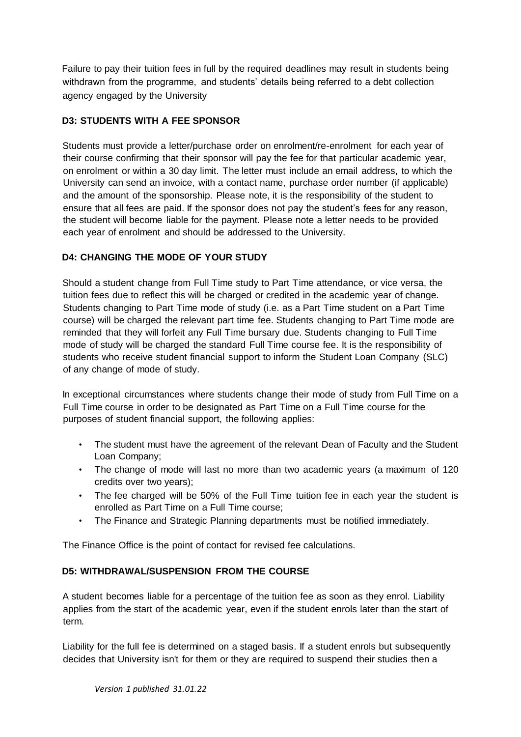Failure to pay their tuition fees in full by the required deadlines may result in students being withdrawn from the programme, and students' details being referred to a debt collection agency engaged by the University

### D3: STUDENTS WITH A FEE SPONSOR

Students must provide a letter/purchase order on enrolment/re-enrolment for each year of their course confirming that their sponsor will pay the fee for that particular academic year, on enrolment or within a 30 day limit. The letter must include an email address, to which the University can send an invoice, with a contact name, purchase order number (if applicable) and the amount of the sponsorship. Please note, it is the responsibility of the student to ensure that all fees are paid. If the sponsor does not pay the student's fees for any reason, the student will become liable for the payment. Please note a letter needs to be provided each year of enrolment and should be addressed to the University.

### D4: CHANGING THE MODE OF YOUR STUDY

Should a student change from Full Time study to Part Time attendance, or vice versa, the tuition fees due to reflect this will be charged or credited in the academic year of change. Students changing to Part Time mode of study (i.e. as a Part Time student on a Part Time course) will be charged the relevant part time fee. Students changing to Part Time mode are reminded that they will forfeit any Full Time bursary due. Students changing to Full Time mode of study will be charged the standard Full Time course fee. It is the responsibility of students who receive student financial support to inform the Student Loan Company (SLC) of any change of mode of study.

In exceptional circumstances where students change their mode of study from Full Time on a Full Time course in order to be designated as Part Time on a Full Time course for the purposes of student financial support, the following applies:

- The student must have the agreement of the relevant Dean of Faculty and the Student Loan Company;
- The change of mode will last no more than two academic years (a maximum of 120 credits over two years);
- The fee charged will be 50% of the Full Time tuition fee in each year the student is enrolled as Part Time on a Full Time course;
- The Finance and Strategic Planning departments must be notified immediately.

The Finance Office is the point of contact for revised fee calculations.

### D5: WITHDRAWAL/SUSPENSION FROM THE COURSE

A student becomes liable for a percentage of the tuition fee as soon as they enrol. Liability applies from the start of the academic year, even if the student enrols later than the start of term.

Liability for the full fee is determined on a staged basis. If a student enrols but subsequently decides that University isn't for them or they are required to suspend their studies then a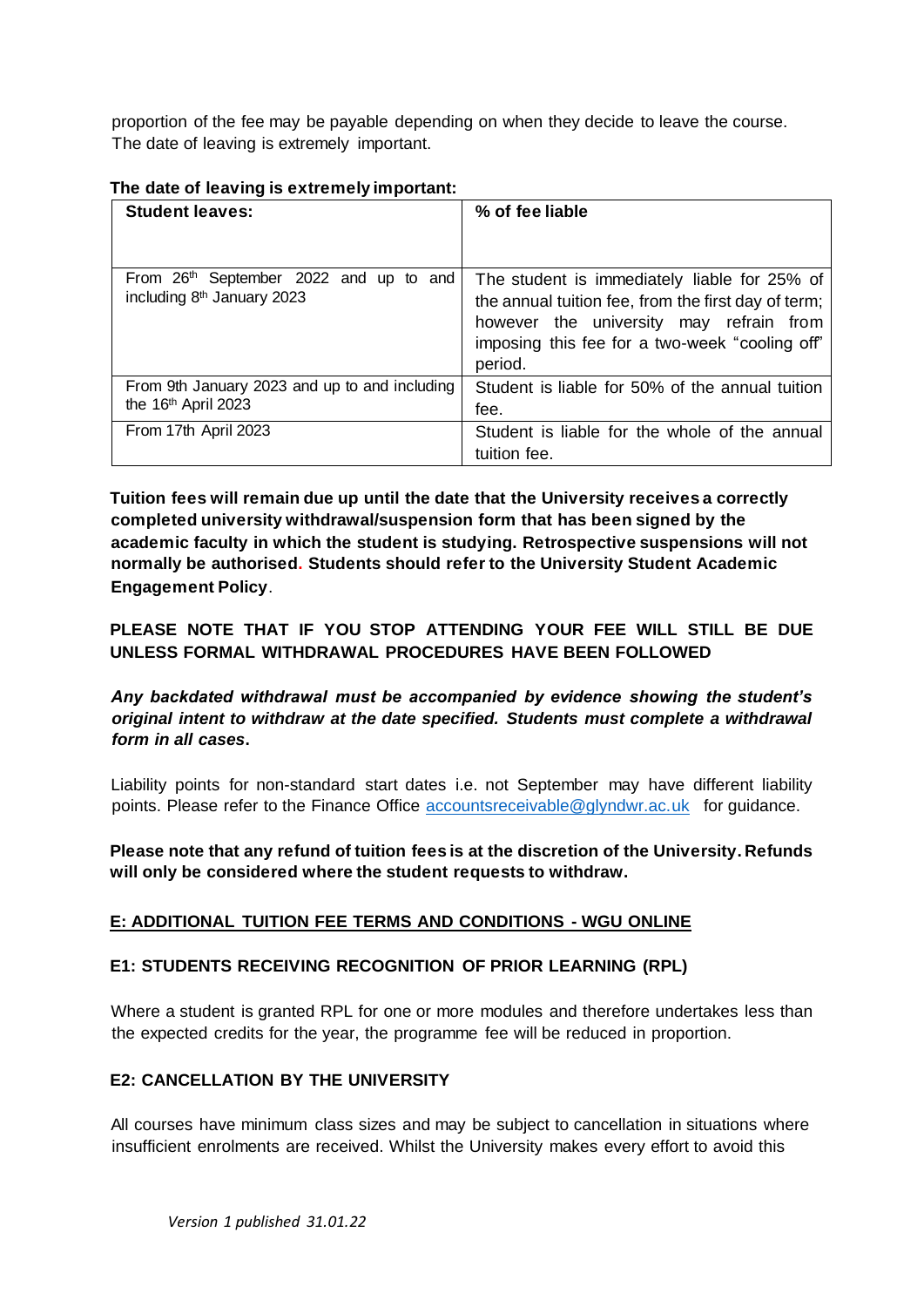proportion of the fee may be payable depending on when they decide to leave the course. The date of leaving is extremely important.

**The date of leaving is extremely important:**

| **Student leaves:** | **% of fee liable** |
|---|---|
| From 26th September 2022 and up to and including 8th January 2023 | The student is immediately liable for 25% of the annual tuition fee, from the first day of term; however the university may refrain from imposing this fee for a two-week "cooling off" period. |
| From 9th January 2023 and up to and including the 16th April 2023 | Student is liable for 50% of the annual tuition fee. |
| From 17th April 2023 | Student is liable for the whole of the annual tuition fee. |

**Tuition fees will remain due up until the date that the University receives a correctly completed university withdrawal/suspension form that has been signed by the academic faculty in which the student is studying. Retrospective suspensions will not normally be authorised. Students should refer to the University Student Academic Engagement Policy**.

**PLEASE NOTE THAT IF YOU STOP ATTENDING YOUR FEE WILL STILL BE DUE UNLESS FORMAL WITHDRAWAL PROCEDURES HAVE BEEN FOLLOWED**

***Any backdated withdrawal must be accompanied by evidence showing the student's original intent to withdraw at the date specified. Students must complete a withdrawal form in all cases*.**

Liability points for non-standard start dates i.e. not September may have different liability points. Please refer to the Finance Office accountsreceivable@glyndwr.ac.uk for guidance.

**Please note that any refund of tuition fees is at the discretion of the University. Refunds will only be considered where the student requests to withdraw.**

## E: ADDITIONAL TUITION FEE TERMS AND CONDITIONS - WGU ONLINE

### E1: STUDENTS RECEIVING RECOGNITION OF PRIOR LEARNING (RPL)

Where a student is granted RPL for one or more modules and therefore undertakes less than the expected credits for the year, the programme fee will be reduced in proportion.

### E2: CANCELLATION BY THE UNIVERSITY

All courses have minimum class sizes and may be subject to cancellation in situations where insufficient enrolments are received. Whilst the University makes every effort to avoid this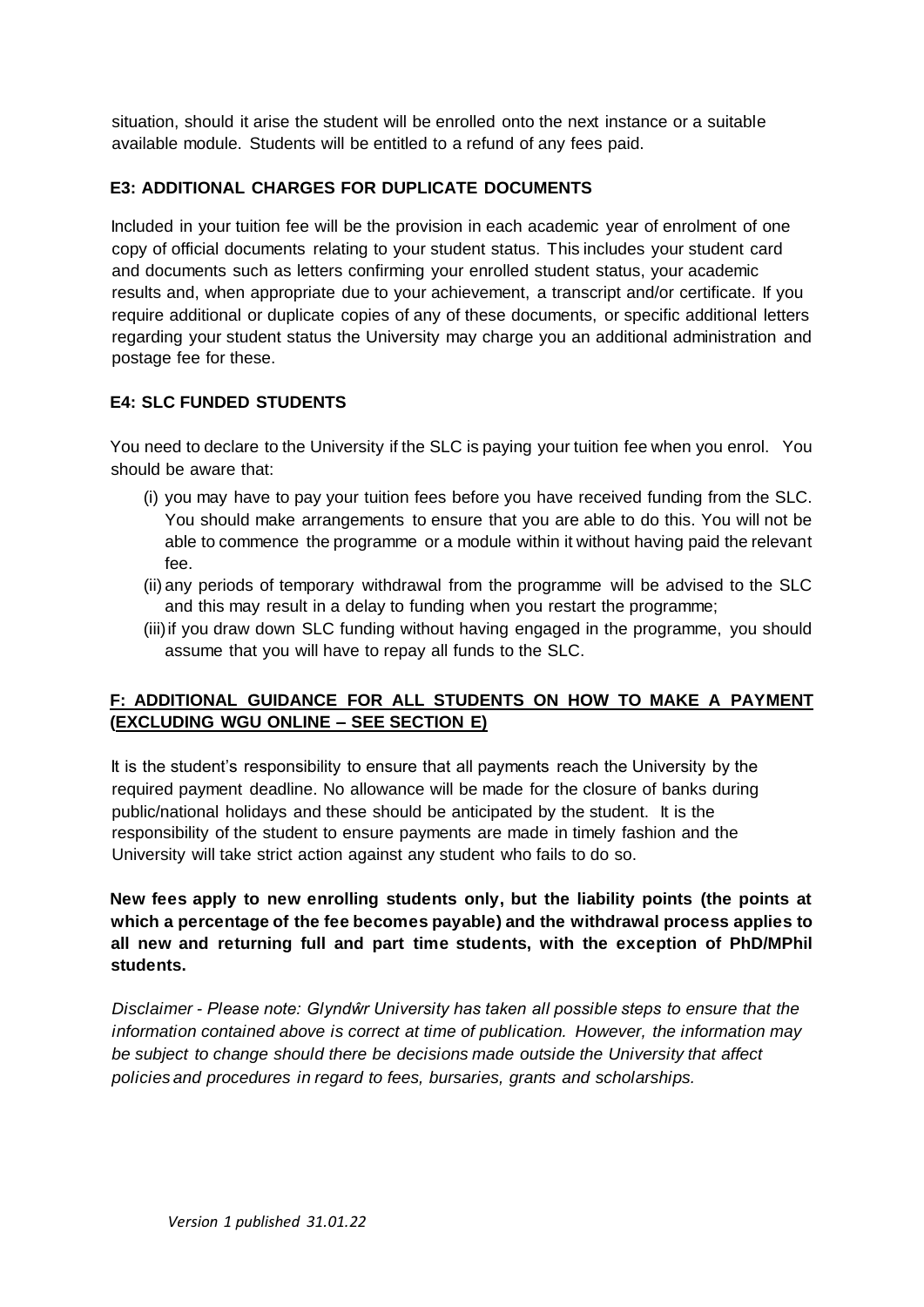situation, should it arise the student will be enrolled onto the next instance or a suitable available module. Students will be entitled to a refund of any fees paid.

### E3: ADDITIONAL CHARGES FOR DUPLICATE DOCUMENTS

Included in your tuition fee will be the provision in each academic year of enrolment of one copy of official documents relating to your student status. This includes your student card and documents such as letters confirming your enrolled student status, your academic results and, when appropriate due to your achievement, a transcript and/or certificate. If you require additional or duplicate copies of any of these documents, or specific additional letters regarding your student status the University may charge you an additional administration and postage fee for these.

### E4: SLC FUNDED STUDENTS

You need to declare to the University if the SLC is paying your tuition fee when you enrol. You should be aware that:

(i) you may have to pay your tuition fees before you have received funding from the SLC. You should make arrangements to ensure that you are able to do this. You will not be able to commence the programme or a module within it without having paid the relevant fee.

(ii) any periods of temporary withdrawal from the programme will be advised to the SLC and this may result in a delay to funding when you restart the programme;

(iii) if you draw down SLC funding without having engaged in the programme, you should assume that you will have to repay all funds to the SLC.

## F: ADDITIONAL GUIDANCE FOR ALL STUDENTS ON HOW TO MAKE A PAYMENT (EXCLUDING WGU ONLINE – SEE SECTION E)

It is the student's responsibility to ensure that all payments reach the University by the required payment deadline. No allowance will be made for the closure of banks during public/national holidays and these should be anticipated by the student. It is the responsibility of the student to ensure payments are made in timely fashion and the University will take strict action against any student who fails to do so.

**New fees apply to new enrolling students only, but the liability points (the points at which a percentage of the fee becomes payable) and the withdrawal process applies to all new and returning full and part time students, with the exception of PhD/MPhil students.**

*Disclaimer - Please note: Glyndŵr University has taken all possible steps to ensure that the information contained above is correct at time of publication. However, the information may be subject to change should there be decisions made outside the University that affect policies and procedures in regard to fees, bursaries, grants and scholarships.*

*Version 1 published 31.01.22*